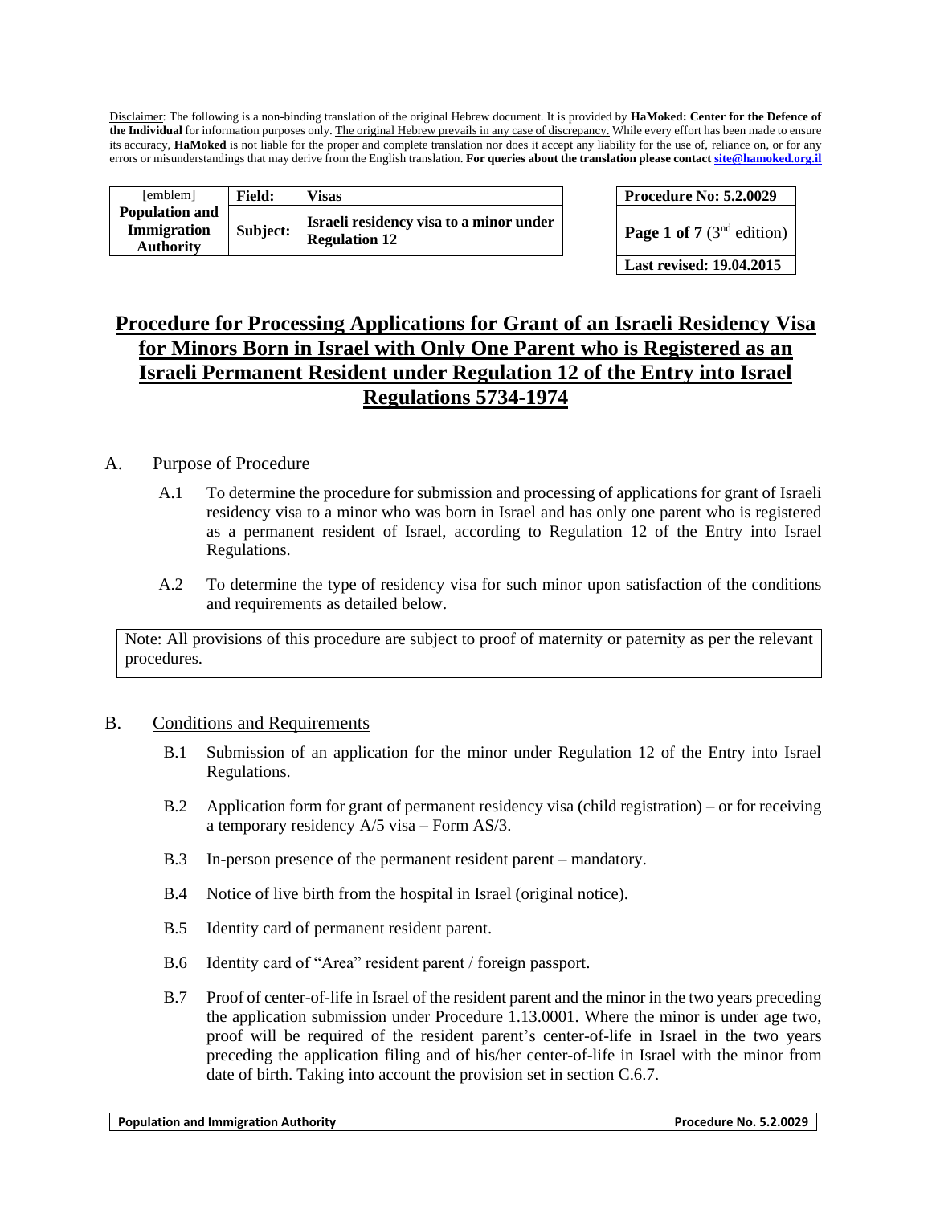Disclaimer: The following is a non-binding translation of the original Hebrew document. It is provided by **HaMoked: Center for the Defence of the Individual** for information purposes only. The original Hebrew prevails in any case of discrepancy. While every effort has been made to ensure its accuracy, **HaMoked** is not liable for the proper and complete translation nor does it accept any liability for the use of, reliance on, or for any errors or misunderstandings that may derive from the English translation. **For queries about the translation please contact site@hamoked.org.il**

| [emblem] **Population and Immigration Authority** | **Field:** | **Visas** |
|---|---|---|
| | **Subject:** | **Israeli residency visa to a minor under Regulation 12** |

| **Procedure No: 5.2.0029** |
|---|
| **Page 1 of 7** (3rd edition) |
| **Last revised: 19.04.2015** |

# Procedure for Processing Applications for Grant of an Israeli Residency Visa for Minors Born in Israel with Only One Parent who is Registered as an Israeli Permanent Resident under Regulation 12 of the Entry into Israel Regulations 5734-1974

## A. Purpose of Procedure

A.1 To determine the procedure for submission and processing of applications for grant of Israeli residency visa to a minor who was born in Israel and has only one parent who is registered as a permanent resident of Israel, according to Regulation 12 of the Entry into Israel Regulations.

A.2 To determine the type of residency visa for such minor upon satisfaction of the conditions and requirements as detailed below.

> Note: All provisions of this procedure are subject to proof of maternity or paternity as per the relevant procedures.

## B. Conditions and Requirements

B.1 Submission of an application for the minor under Regulation 12 of the Entry into Israel Regulations.

B.2 Application form for grant of permanent residency visa (child registration) – or for receiving a temporary residency A/5 visa – Form AS/3.

B.3 In-person presence of the permanent resident parent – mandatory.

B.4 Notice of live birth from the hospital in Israel (original notice).

B.5 Identity card of permanent resident parent.

B.6 Identity card of "Area" resident parent / foreign passport.

B.7 Proof of center-of-life in Israel of the resident parent and the minor in the two years preceding the application submission under Procedure 1.13.0001. Where the minor is under age two, proof will be required of the resident parent's center-of-life in Israel in the two years preceding the application filing and of his/her center-of-life in Israel with the minor from date of birth. Taking into account the provision set in section C.6.7.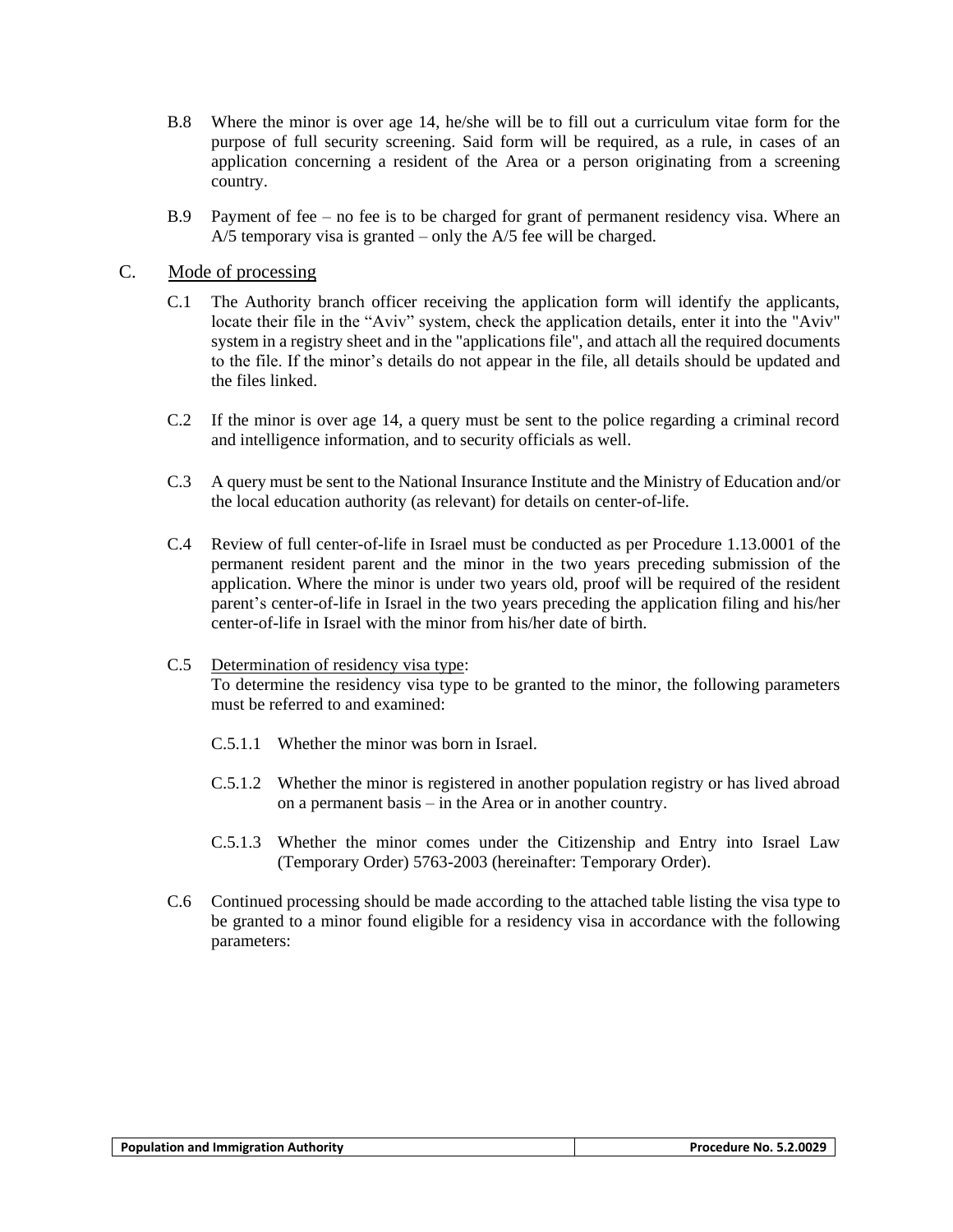B.8 Where the minor is over age 14, he/she will be to fill out a curriculum vitae form for the purpose of full security screening. Said form will be required, as a rule, in cases of an application concerning a resident of the Area or a person originating from a screening country.

B.9 Payment of fee – no fee is to be charged for grant of permanent residency visa. Where an A/5 temporary visa is granted – only the A/5 fee will be charged.

## C. Mode of processing

C.1 The Authority branch officer receiving the application form will identify the applicants, locate their file in the "Aviv" system, check the application details, enter it into the "Aviv" system in a registry sheet and in the "applications file", and attach all the required documents to the file. If the minor's details do not appear in the file, all details should be updated and the files linked.

C.2 If the minor is over age 14, a query must be sent to the police regarding a criminal record and intelligence information, and to security officials as well.

C.3 A query must be sent to the National Insurance Institute and the Ministry of Education and/or the local education authority (as relevant) for details on center-of-life.

C.4 Review of full center-of-life in Israel must be conducted as per Procedure 1.13.0001 of the permanent resident parent and the minor in the two years preceding submission of the application. Where the minor is under two years old, proof will be required of the resident parent's center-of-life in Israel in the two years preceding the application filing and his/her center-of-life in Israel with the minor from his/her date of birth.

C.5 Determination of residency visa type:
To determine the residency visa type to be granted to the minor, the following parameters must be referred to and examined:

C.5.1.1 Whether the minor was born in Israel.

C.5.1.2 Whether the minor is registered in another population registry or has lived abroad on a permanent basis – in the Area or in another country.

C.5.1.3 Whether the minor comes under the Citizenship and Entry into Israel Law (Temporary Order) 5763-2003 (hereinafter: Temporary Order).

C.6 Continued processing should be made according to the attached table listing the visa type to be granted to a minor found eligible for a residency visa in accordance with the following parameters: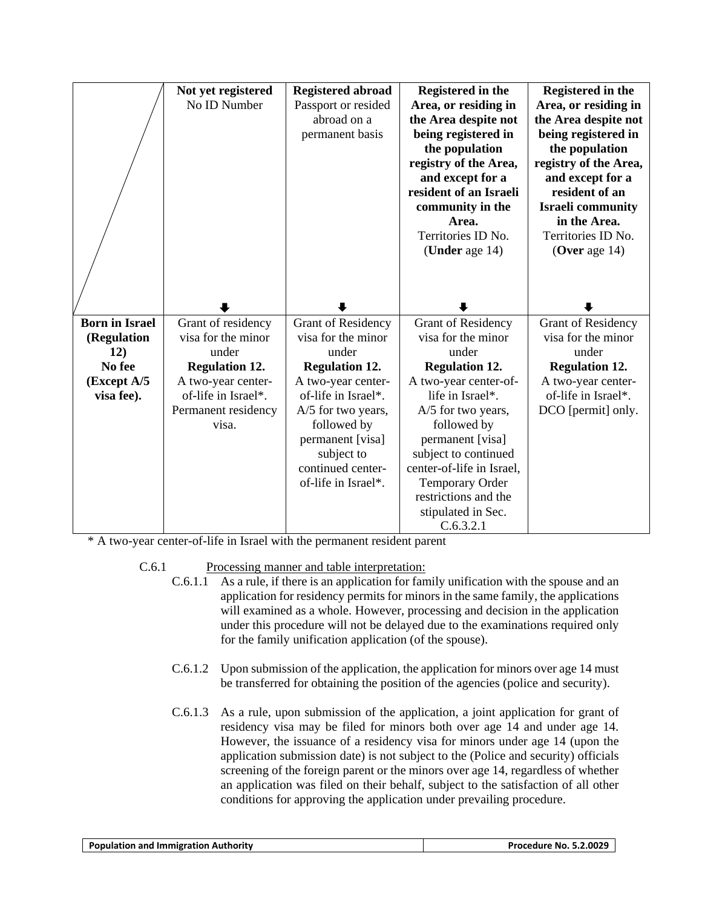| | **Not yet registered** No ID Number | **Registered abroad** Passport or resided abroad on a permanent basis | **Registered in the Area, or residing in the Area despite not being registered in the population registry of the Area, and except for a resident of an Israeli community in the Area.** Territories ID No. (**Under** age 14) | **Registered in the Area, or residing in the Area despite not being registered in the population registry of the Area, and except for a resident of an Israeli community in the Area.** Territories ID No. (**Over** age 14) |
|---|---|---|---|---|
| **Born in Israel (Regulation 12) No fee (Except A/5 visa fee).** | Grant of residency visa for the minor under **Regulation 12.** A two-year center-of-life in Israel*. Permanent residency visa. | Grant of Residency visa for the minor under **Regulation 12.** A two-year center-of-life in Israel*. A/5 for two years, followed by permanent [visa] subject to continued center-of-life in Israel*. | Grant of Residency visa for the minor under **Regulation 12.** A two-year center-of-life in Israel*. A/5 for two years, followed by permanent [visa] subject to continued center-of-life in Israel, Temporary Order restrictions and the stipulated in Sec. C.6.3.2.1 | Grant of Residency visa for the minor under **Regulation 12.** A two-year center-of-life in Israel*. DCO [permit] only. |

* A two-year center-of-life in Israel with the permanent resident parent

C.6.1 Processing manner and table interpretation:

C.6.1.1 As a rule, if there is an application for family unification with the spouse and an application for residency permits for minors in the same family, the applications will examined as a whole. However, processing and decision in the application under this procedure will not be delayed due to the examinations required only for the family unification application (of the spouse).

C.6.1.2 Upon submission of the application, the application for minors over age 14 must be transferred for obtaining the position of the agencies (police and security).

C.6.1.3 As a rule, upon submission of the application, a joint application for grant of residency visa may be filed for minors both over age 14 and under age 14. However, the issuance of a residency visa for minors under age 14 (upon the application submission date) is not subject to the (Police and security) officials screening of the foreign parent or the minors over age 14, regardless of whether an application was filed on their behalf, subject to the satisfaction of all other conditions for approving the application under prevailing procedure.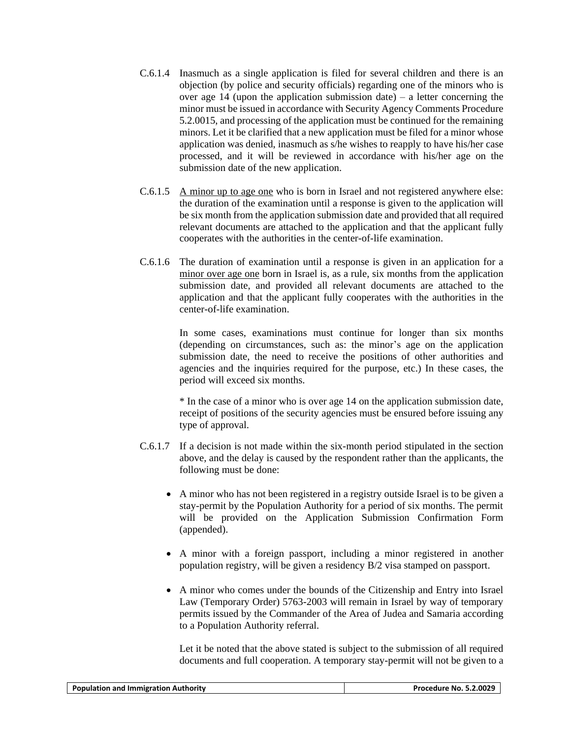C.6.1.4 Inasmuch as a single application is filed for several children and there is an objection (by police and security officials) regarding one of the minors who is over age 14 (upon the application submission date) – a letter concerning the minor must be issued in accordance with Security Agency Comments Procedure 5.2.0015, and processing of the application must be continued for the remaining minors. Let it be clarified that a new application must be filed for a minor whose application was denied, inasmuch as s/he wishes to reapply to have his/her case processed, and it will be reviewed in accordance with his/her age on the submission date of the new application.

C.6.1.5 <u>A minor up to age one</u> who is born in Israel and not registered anywhere else: the duration of the examination until a response is given to the application will be six month from the application submission date and provided that all required relevant documents are attached to the application and that the applicant fully cooperates with the authorities in the center-of-life examination.

C.6.1.6 The duration of examination until a response is given in an application for a <u>minor over age one</u> born in Israel is, as a rule, six months from the application submission date, and provided all relevant documents are attached to the application and that the applicant fully cooperates with the authorities in the center-of-life examination.

In some cases, examinations must continue for longer than six months (depending on circumstances, such as: the minor's age on the application submission date, the need to receive the positions of other authorities and agencies and the inquiries required for the purpose, etc.) In these cases, the period will exceed six months.

* In the case of a minor who is over age 14 on the application submission date, receipt of positions of the security agencies must be ensured before issuing any type of approval.

C.6.1.7 If a decision is not made within the six-month period stipulated in the section above, and the delay is caused by the respondent rather than the applicants, the following must be done:

- A minor who has not been registered in a registry outside Israel is to be given a stay-permit by the Population Authority for a period of six months. The permit will be provided on the Application Submission Confirmation Form (appended).
- A minor with a foreign passport, including a minor registered in another population registry, will be given a residency B/2 visa stamped on passport.
- A minor who comes under the bounds of the Citizenship and Entry into Israel Law (Temporary Order) 5763-2003 will remain in Israel by way of temporary permits issued by the Commander of the Area of Judea and Samaria according to a Population Authority referral.

Let it be noted that the above stated is subject to the submission of all required documents and full cooperation. A temporary stay-permit will not be given to a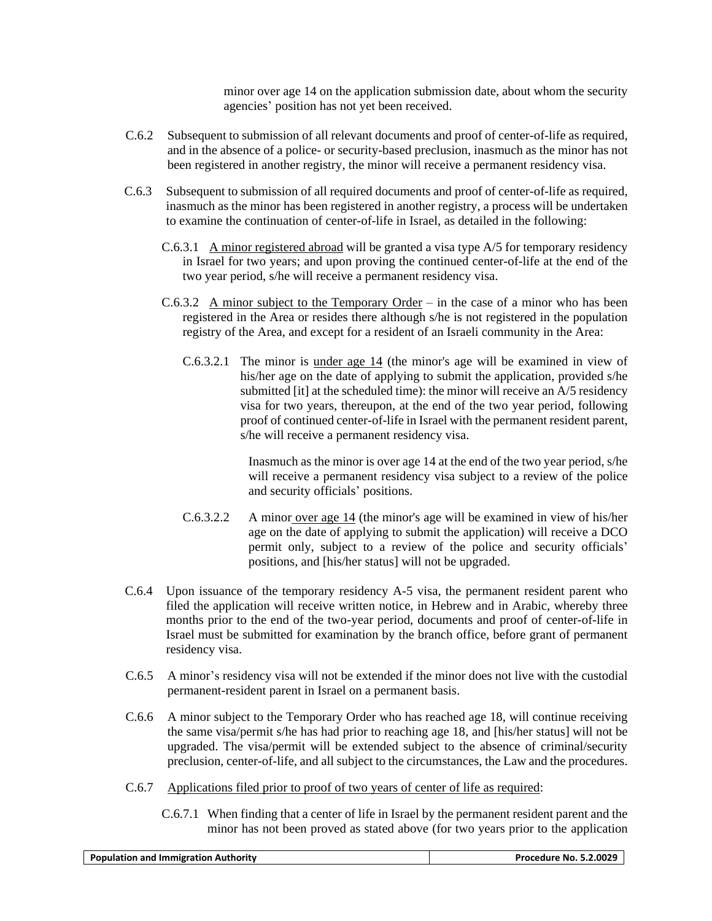minor over age 14 on the application submission date, about whom the security agencies' position has not yet been received.

C.6.2 Subsequent to submission of all relevant documents and proof of center-of-life as required, and in the absence of a police- or security-based preclusion, inasmuch as the minor has not been registered in another registry, the minor will receive a permanent residency visa.

C.6.3 Subsequent to submission of all required documents and proof of center-of-life as required, inasmuch as the minor has been registered in another registry, a process will be undertaken to examine the continuation of center-of-life in Israel, as detailed in the following:

C.6.3.1 <u>A minor registered abroad</u> will be granted a visa type A/5 for temporary residency in Israel for two years; and upon proving the continued center-of-life at the end of the two year period, s/he will receive a permanent residency visa.

C.6.3.2 <u>A minor subject to the Temporary Order</u> – in the case of a minor who has been registered in the Area or resides there although s/he is not registered in the population registry of the Area, and except for a resident of an Israeli community in the Area:

C.6.3.2.1 The minor is <u>under age 14</u> (the minor's age will be examined in view of his/her age on the date of applying to submit the application, provided s/he submitted [it] at the scheduled time): the minor will receive an A/5 residency visa for two years, thereupon, at the end of the two year period, following proof of continued center-of-life in Israel with the permanent resident parent, s/he will receive a permanent residency visa.

Inasmuch as the minor is over age 14 at the end of the two year period, s/he will receive a permanent residency visa subject to a review of the police and security officials' positions.

C.6.3.2.2 A minor <u>over age 14</u> (the minor's age will be examined in view of his/her age on the date of applying to submit the application) will receive a DCO permit only, subject to a review of the police and security officials' positions, and [his/her status] will not be upgraded.

C.6.4 Upon issuance of the temporary residency A-5 visa, the permanent resident parent who filed the application will receive written notice, in Hebrew and in Arabic, whereby three months prior to the end of the two-year period, documents and proof of center-of-life in Israel must be submitted for examination by the branch office, before grant of permanent residency visa.

C.6.5 A minor's residency visa will not be extended if the minor does not live with the custodial permanent-resident parent in Israel on a permanent basis.

C.6.6 A minor subject to the Temporary Order who has reached age 18, will continue receiving the same visa/permit s/he has had prior to reaching age 18, and [his/her status] will not be upgraded. The visa/permit will be extended subject to the absence of criminal/security preclusion, center-of-life, and all subject to the circumstances, the Law and the procedures.

C.6.7 <u>Applications filed prior to proof of two years of center of life as required</u>:

C.6.7.1 When finding that a center of life in Israel by the permanent resident parent and the minor has not been proved as stated above (for two years prior to the application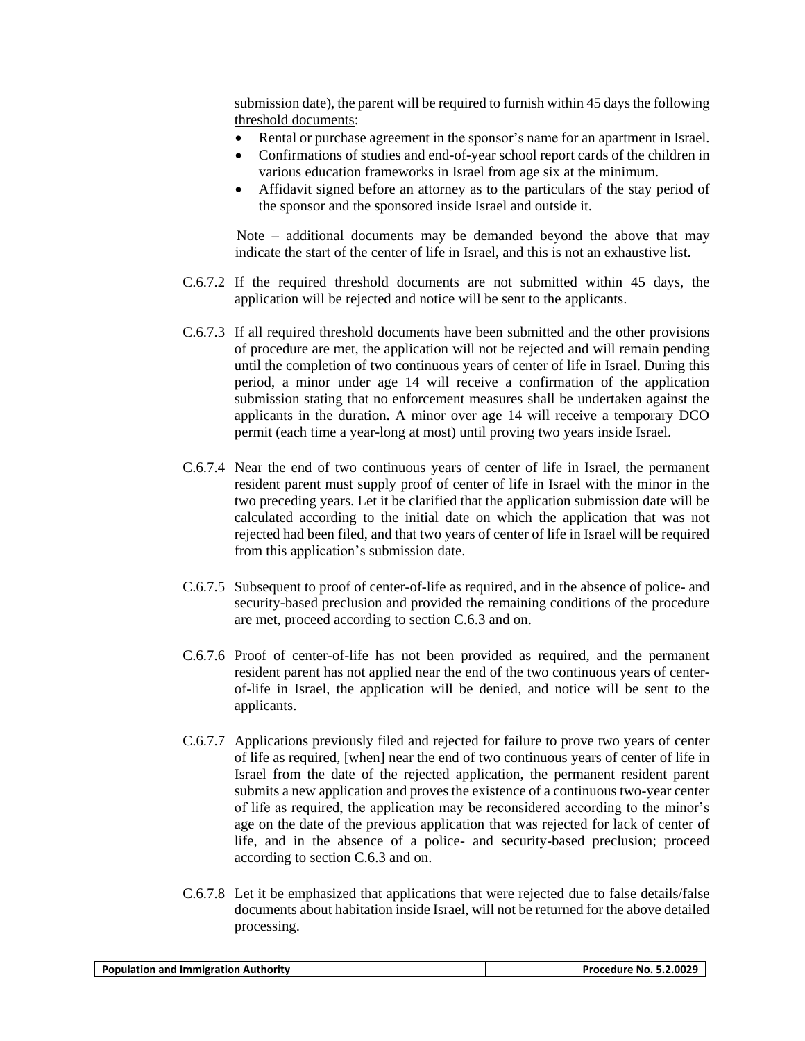submission date), the parent will be required to furnish within 45 days the <u>following threshold documents</u>:

- Rental or purchase agreement in the sponsor's name for an apartment in Israel.
- Confirmations of studies and end-of-year school report cards of the children in various education frameworks in Israel from age six at the minimum.
- Affidavit signed before an attorney as to the particulars of the stay period of the sponsor and the sponsored inside Israel and outside it.

Note – additional documents may be demanded beyond the above that may indicate the start of the center of life in Israel, and this is not an exhaustive list.

C.6.7.2 If the required threshold documents are not submitted within 45 days, the application will be rejected and notice will be sent to the applicants.

C.6.7.3 If all required threshold documents have been submitted and the other provisions of procedure are met, the application will not be rejected and will remain pending until the completion of two continuous years of center of life in Israel. During this period, a minor under age 14 will receive a confirmation of the application submission stating that no enforcement measures shall be undertaken against the applicants in the duration. A minor over age 14 will receive a temporary DCO permit (each time a year-long at most) until proving two years inside Israel.

C.6.7.4 Near the end of two continuous years of center of life in Israel, the permanent resident parent must supply proof of center of life in Israel with the minor in the two preceding years. Let it be clarified that the application submission date will be calculated according to the initial date on which the application that was not rejected had been filed, and that two years of center of life in Israel will be required from this application's submission date.

C.6.7.5 Subsequent to proof of center-of-life as required, and in the absence of police- and security-based preclusion and provided the remaining conditions of the procedure are met, proceed according to section C.6.3 and on.

C.6.7.6 Proof of center-of-life has not been provided as required, and the permanent resident parent has not applied near the end of the two continuous years of center-of-life in Israel, the application will be denied, and notice will be sent to the applicants.

C.6.7.7 Applications previously filed and rejected for failure to prove two years of center of life as required, [when] near the end of two continuous years of center of life in Israel from the date of the rejected application, the permanent resident parent submits a new application and proves the existence of a continuous two-year center of life as required, the application may be reconsidered according to the minor's age on the date of the previous application that was rejected for lack of center of life, and in the absence of a police- and security-based preclusion; proceed according to section C.6.3 and on.

C.6.7.8 Let it be emphasized that applications that were rejected due to false details/false documents about habitation inside Israel, will not be returned for the above detailed processing.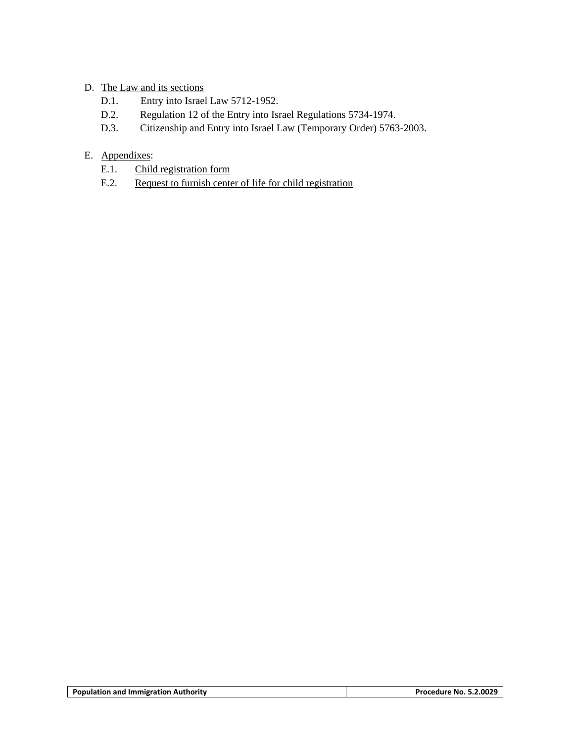D. The Law and its sections

- D.1. Entry into Israel Law 5712-1952.
- D.2. Regulation 12 of the Entry into Israel Regulations 5734-1974.
- D.3. Citizenship and Entry into Israel Law (Temporary Order) 5763-2003.

E. Appendixes:

- E.1. Child registration form
- E.2. Request to furnish center of life for child registration